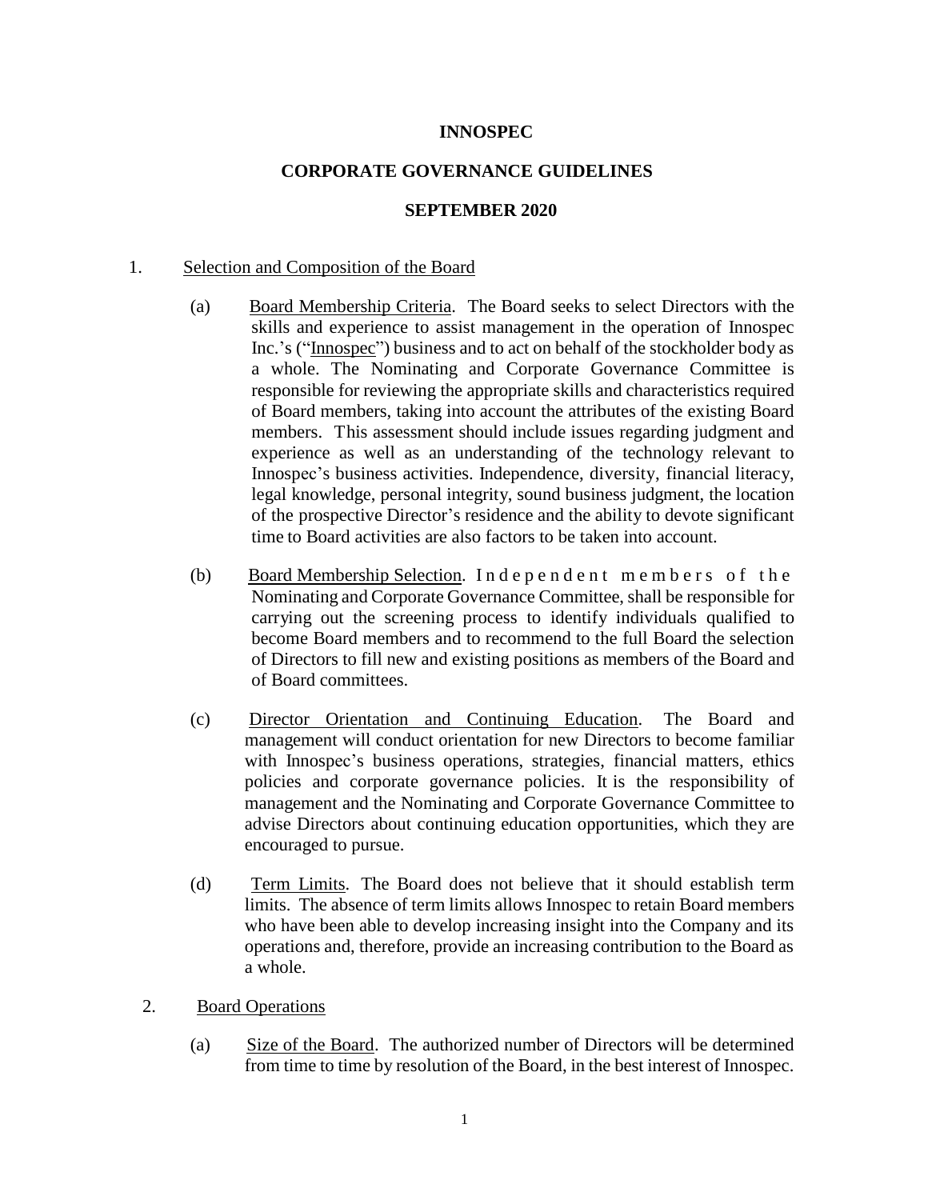# INNOSPEC

## CORPORATE GOVERNANCE GUIDELINES

## SEPTEMBER 2020

1. Selection and Composition of the Board

   (a) Board Membership Criteria. The Board seeks to select Directors with the skills and experience to assist management in the operation of Innospec Inc.'s ("Innospec") business and to act on behalf of the stockholder body as a whole. The Nominating and Corporate Governance Committee is responsible for reviewing the appropriate skills and characteristics required of Board members, taking into account the attributes of the existing Board members. This assessment should include issues regarding judgment and experience as well as an understanding of the technology relevant to Innospec's business activities. Independence, diversity, financial literacy, legal knowledge, personal integrity, sound business judgment, the location of the prospective Director's residence and the ability to devote significant time to Board activities are also factors to be taken into account.

   (b) Board Membership Selection. Independent members of the Nominating and Corporate Governance Committee, shall be responsible for carrying out the screening process to identify individuals qualified to become Board members and to recommend to the full Board the selection of Directors to fill new and existing positions as members of the Board and of Board committees.

   (c) Director Orientation and Continuing Education. The Board and management will conduct orientation for new Directors to become familiar with Innospec's business operations, strategies, financial matters, ethics policies and corporate governance policies. It is the responsibility of management and the Nominating and Corporate Governance Committee to advise Directors about continuing education opportunities, which they are encouraged to pursue.

   (d) Term Limits. The Board does not believe that it should establish term limits. The absence of term limits allows Innospec to retain Board members who have been able to develop increasing insight into the Company and its operations and, therefore, provide an increasing contribution to the Board as a whole.

2. Board Operations

   (a) Size of the Board. The authorized number of Directors will be determined from time to time by resolution of the Board, in the best interest of Innospec.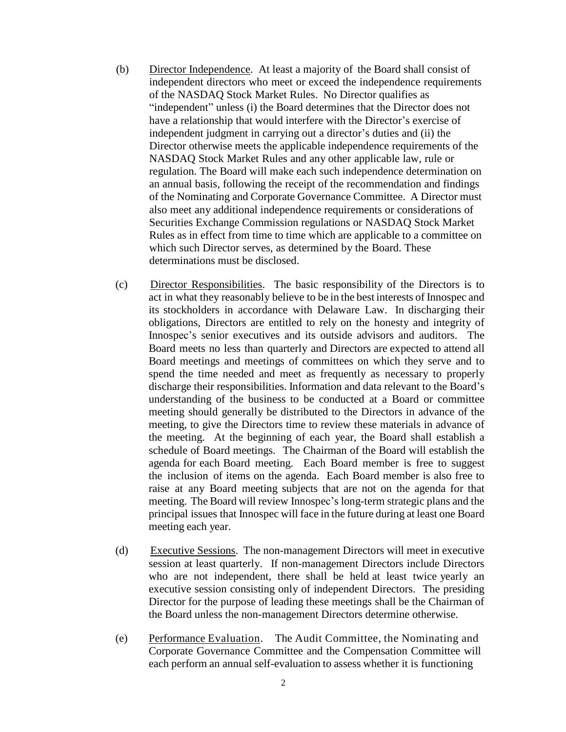(b) Director Independence. At least a majority of the Board shall consist of independent directors who meet or exceed the independence requirements of the NASDAQ Stock Market Rules. No Director qualifies as "independent" unless (i) the Board determines that the Director does not have a relationship that would interfere with the Director's exercise of independent judgment in carrying out a director's duties and (ii) the Director otherwise meets the applicable independence requirements of the NASDAQ Stock Market Rules and any other applicable law, rule or regulation. The Board will make each such independence determination on an annual basis, following the receipt of the recommendation and findings of the Nominating and Corporate Governance Committee. A Director must also meet any additional independence requirements or considerations of Securities Exchange Commission regulations or NASDAQ Stock Market Rules as in effect from time to time which are applicable to a committee on which such Director serves, as determined by the Board. These determinations must be disclosed.

(c) Director Responsibilities. The basic responsibility of the Directors is to act in what they reasonably believe to be in the best interests of Innospec and its stockholders in accordance with Delaware Law. In discharging their obligations, Directors are entitled to rely on the honesty and integrity of Innospec's senior executives and its outside advisors and auditors. The Board meets no less than quarterly and Directors are expected to attend all Board meetings and meetings of committees on which they serve and to spend the time needed and meet as frequently as necessary to properly discharge their responsibilities. Information and data relevant to the Board's understanding of the business to be conducted at a Board or committee meeting should generally be distributed to the Directors in advance of the meeting, to give the Directors time to review these materials in advance of the meeting. At the beginning of each year, the Board shall establish a schedule of Board meetings. The Chairman of the Board will establish the agenda for each Board meeting. Each Board member is free to suggest the inclusion of items on the agenda. Each Board member is also free to raise at any Board meeting subjects that are not on the agenda for that meeting. The Board will review Innospec's long-term strategic plans and the principal issues that Innospec will face in the future during at least one Board meeting each year.

(d) Executive Sessions. The non-management Directors will meet in executive session at least quarterly. If non-management Directors include Directors who are not independent, there shall be held at least twice yearly an executive session consisting only of independent Directors. The presiding Director for the purpose of leading these meetings shall be the Chairman of the Board unless the non-management Directors determine otherwise.

(e) Performance Evaluation. The Audit Committee, the Nominating and Corporate Governance Committee and the Compensation Committee will each perform an annual self-evaluation to assess whether it is functioning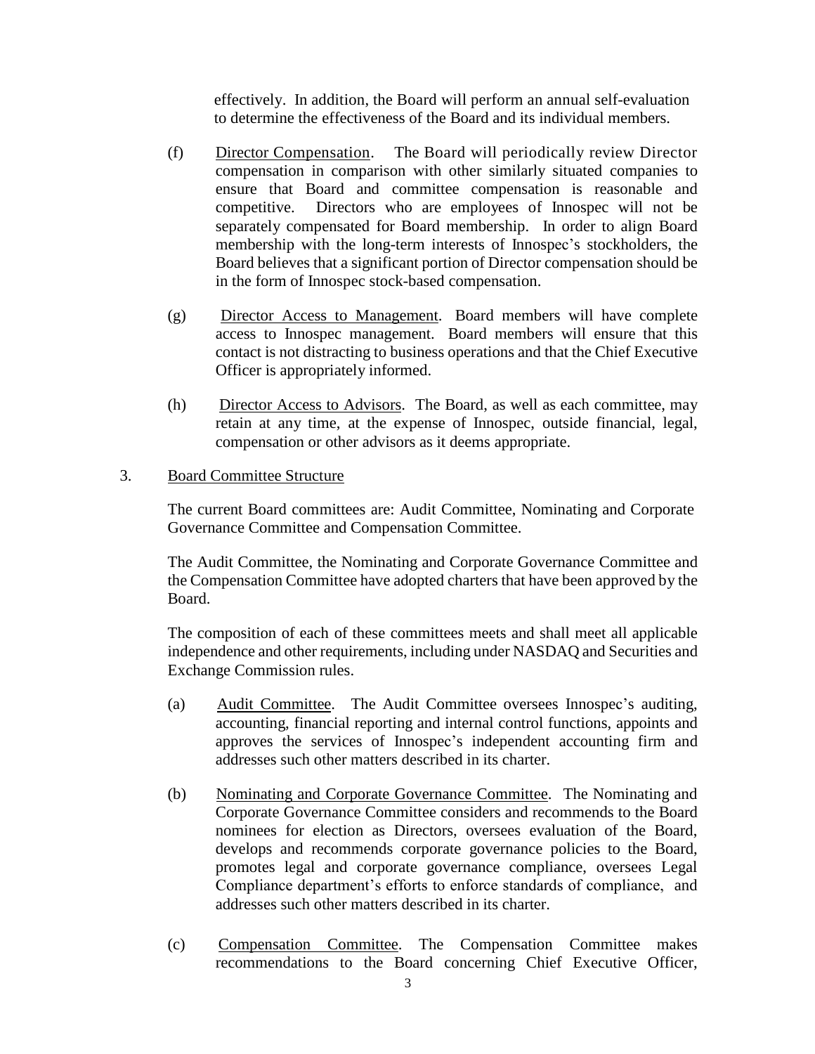effectively. In addition, the Board will perform an annual self-evaluation to determine the effectiveness of the Board and its individual members.

(f) Director Compensation. The Board will periodically review Director compensation in comparison with other similarly situated companies to ensure that Board and committee compensation is reasonable and competitive. Directors who are employees of Innospec will not be separately compensated for Board membership. In order to align Board membership with the long-term interests of Innospec's stockholders, the Board believes that a significant portion of Director compensation should be in the form of Innospec stock-based compensation.

(g) Director Access to Management. Board members will have complete access to Innospec management. Board members will ensure that this contact is not distracting to business operations and that the Chief Executive Officer is appropriately informed.

(h) Director Access to Advisors. The Board, as well as each committee, may retain at any time, at the expense of Innospec, outside financial, legal, compensation or other advisors as it deems appropriate.

3. Board Committee Structure

The current Board committees are: Audit Committee, Nominating and Corporate Governance Committee and Compensation Committee.

The Audit Committee, the Nominating and Corporate Governance Committee and the Compensation Committee have adopted charters that have been approved by the Board.

The composition of each of these committees meets and shall meet all applicable independence and other requirements, including under NASDAQ and Securities and Exchange Commission rules.

(a) Audit Committee. The Audit Committee oversees Innospec's auditing, accounting, financial reporting and internal control functions, appoints and approves the services of Innospec's independent accounting firm and addresses such other matters described in its charter.

(b) Nominating and Corporate Governance Committee. The Nominating and Corporate Governance Committee considers and recommends to the Board nominees for election as Directors, oversees evaluation of the Board, develops and recommends corporate governance policies to the Board, promotes legal and corporate governance compliance, oversees Legal Compliance department's efforts to enforce standards of compliance, and addresses such other matters described in its charter.

(c) Compensation Committee. The Compensation Committee makes recommendations to the Board concerning Chief Executive Officer,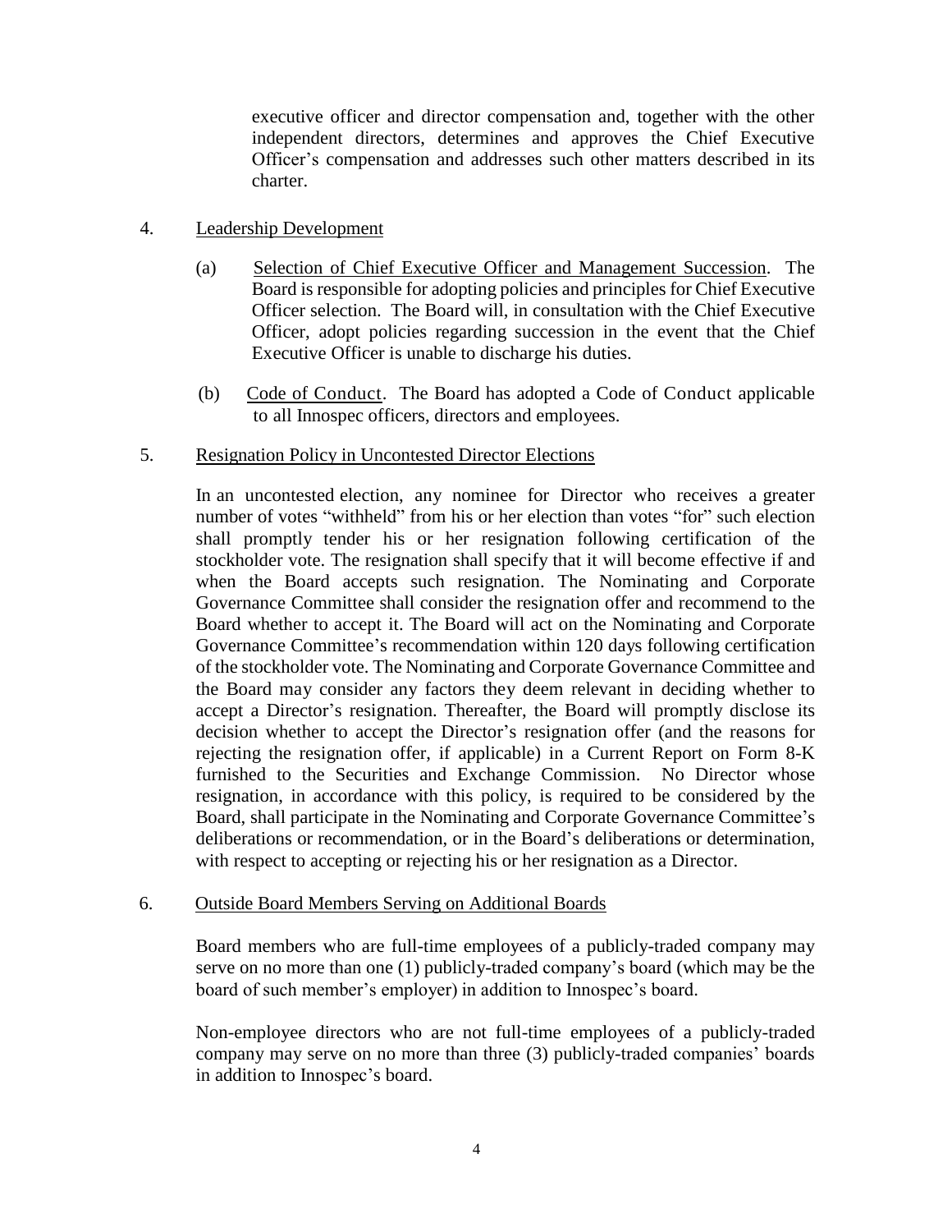executive officer and director compensation and, together with the other independent directors, determines and approves the Chief Executive Officer's compensation and addresses such other matters described in its charter.

4. Leadership Development

   (a) Selection of Chief Executive Officer and Management Succession. The Board is responsible for adopting policies and principles for Chief Executive Officer selection. The Board will, in consultation with the Chief Executive Officer, adopt policies regarding succession in the event that the Chief Executive Officer is unable to discharge his duties.

   (b) Code of Conduct. The Board has adopted a Code of Conduct applicable to all Innospec officers, directors and employees.

5. Resignation Policy in Uncontested Director Elections

   In an uncontested election, any nominee for Director who receives a greater number of votes "withheld" from his or her election than votes "for" such election shall promptly tender his or her resignation following certification of the stockholder vote. The resignation shall specify that it will become effective if and when the Board accepts such resignation. The Nominating and Corporate Governance Committee shall consider the resignation offer and recommend to the Board whether to accept it. The Board will act on the Nominating and Corporate Governance Committee's recommendation within 120 days following certification of the stockholder vote. The Nominating and Corporate Governance Committee and the Board may consider any factors they deem relevant in deciding whether to accept a Director's resignation. Thereafter, the Board will promptly disclose its decision whether to accept the Director's resignation offer (and the reasons for rejecting the resignation offer, if applicable) in a Current Report on Form 8-K furnished to the Securities and Exchange Commission. No Director whose resignation, in accordance with this policy, is required to be considered by the Board, shall participate in the Nominating and Corporate Governance Committee's deliberations or recommendation, or in the Board's deliberations or determination, with respect to accepting or rejecting his or her resignation as a Director.

6. Outside Board Members Serving on Additional Boards

   Board members who are full-time employees of a publicly-traded company may serve on no more than one (1) publicly-traded company's board (which may be the board of such member's employer) in addition to Innospec's board.

   Non-employee directors who are not full-time employees of a publicly-traded company may serve on no more than three (3) publicly-traded companies' boards in addition to Innospec's board.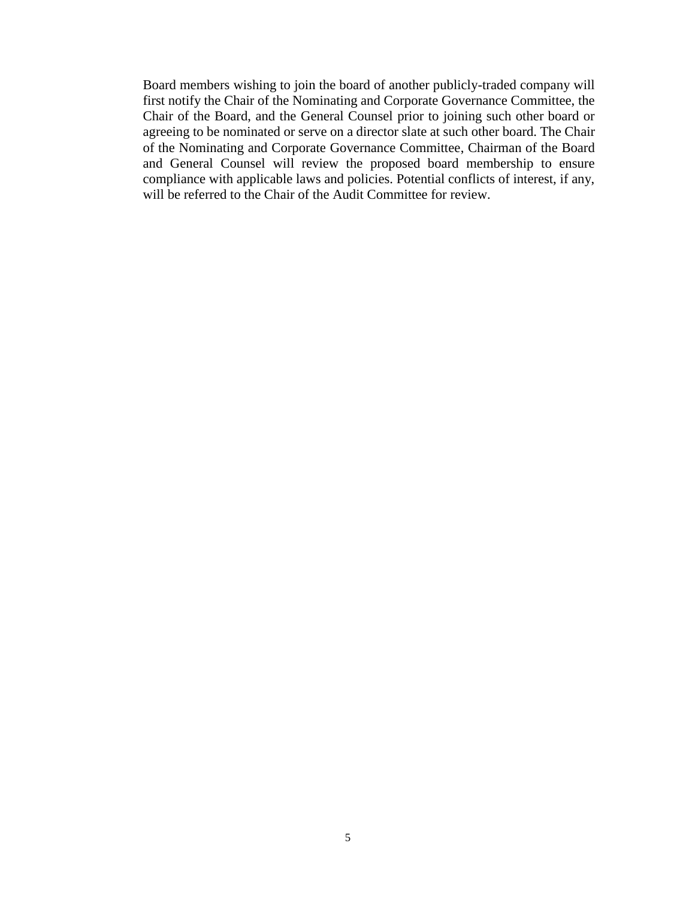Board members wishing to join the board of another publicly-traded company will first notify the Chair of the Nominating and Corporate Governance Committee, the Chair of the Board, and the General Counsel prior to joining such other board or agreeing to be nominated or serve on a director slate at such other board. The Chair of the Nominating and Corporate Governance Committee, Chairman of the Board and General Counsel will review the proposed board membership to ensure compliance with applicable laws and policies. Potential conflicts of interest, if any, will be referred to the Chair of the Audit Committee for review.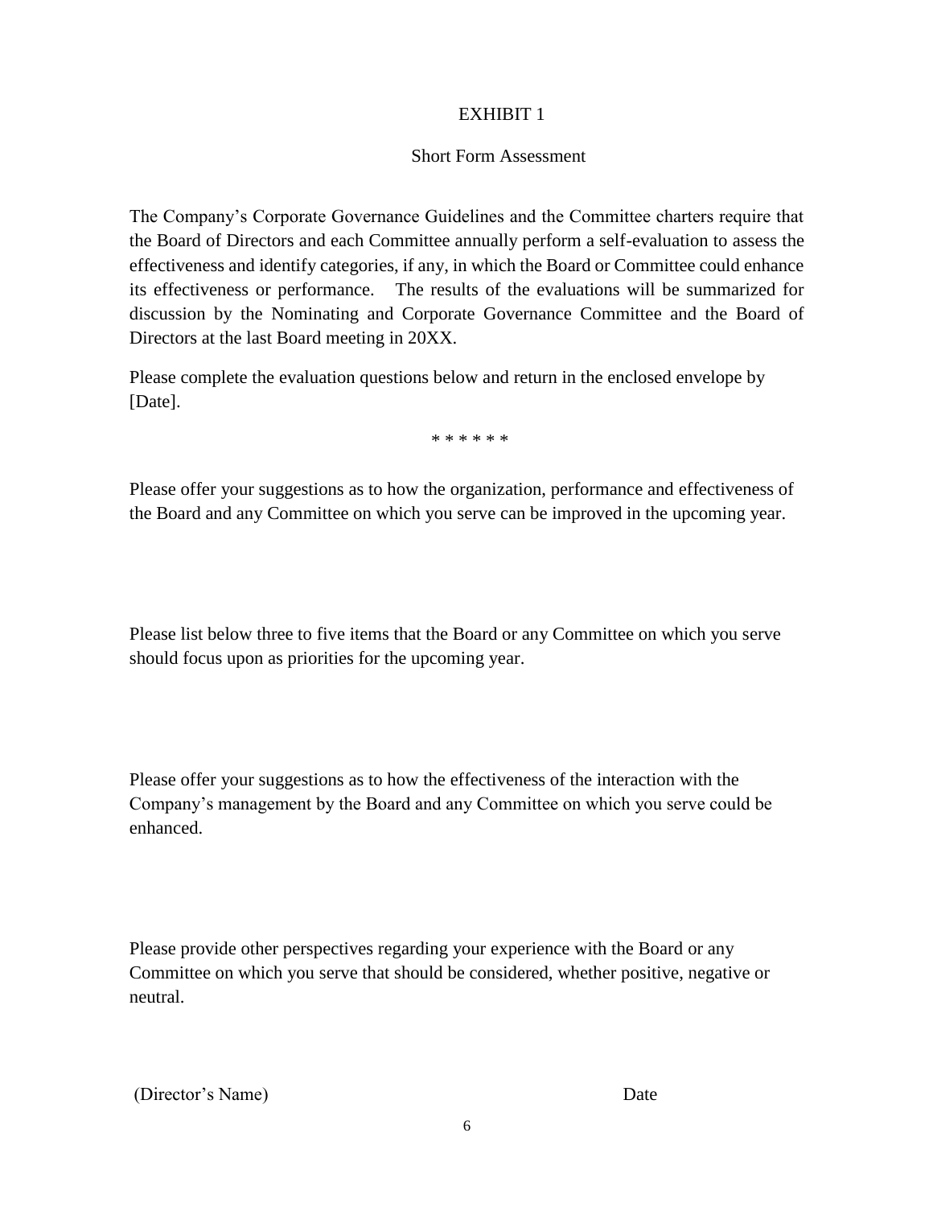# EXHIBIT 1

## Short Form Assessment

The Company's Corporate Governance Guidelines and the Committee charters require that the Board of Directors and each Committee annually perform a self-evaluation to assess the effectiveness and identify categories, if any, in which the Board or Committee could enhance its effectiveness or performance. The results of the evaluations will be summarized for discussion by the Nominating and Corporate Governance Committee and the Board of Directors at the last Board meeting in 20XX.

Please complete the evaluation questions below and return in the enclosed envelope by [Date].

* * * * * *

Please offer your suggestions as to how the organization, performance and effectiveness of the Board and any Committee on which you serve can be improved in the upcoming year.

Please list below three to five items that the Board or any Committee on which you serve should focus upon as priorities for the upcoming year.

Please offer your suggestions as to how the effectiveness of the interaction with the Company's management by the Board and any Committee on which you serve could be enhanced.

Please provide other perspectives regarding your experience with the Board or any Committee on which you serve that should be considered, whether positive, negative or neutral.

(Director's Name) Date